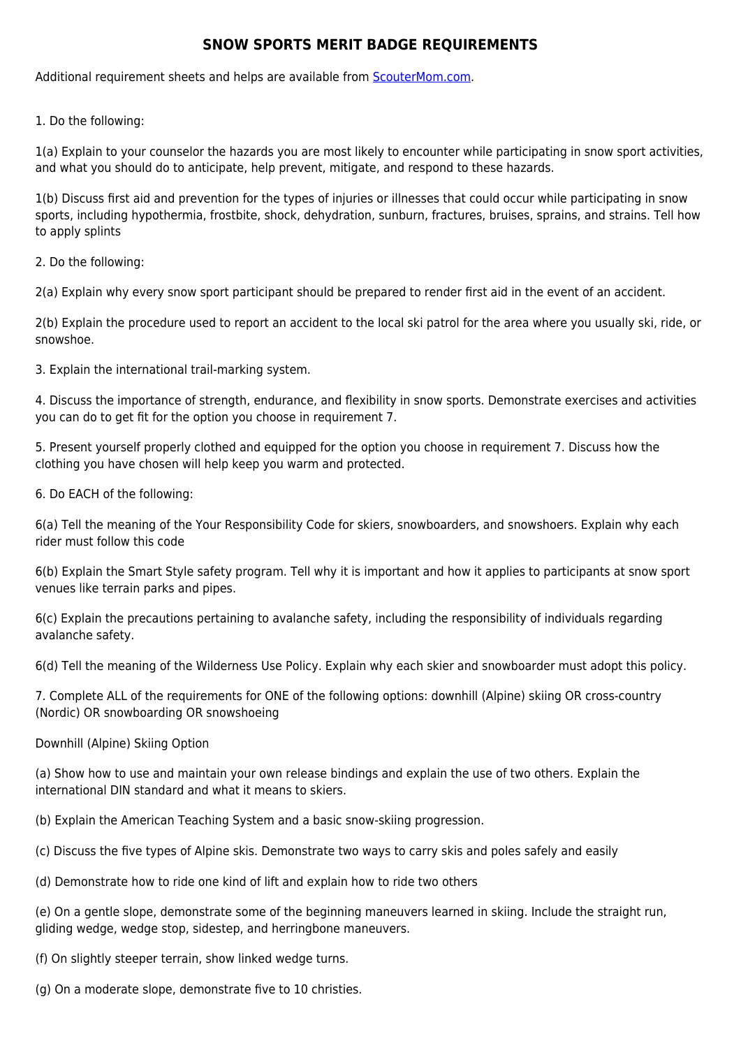# SNOW SPORTS MERIT BADGE REQUIREMENTS

Additional requirement sheets and helps are available from [ScouterMom.com](ScouterMom.com).

1. Do the following:

1(a) Explain to your counselor the hazards you are most likely to encounter while participating in snow sport activities, and what you should do to anticipate, help prevent, mitigate, and respond to these hazards.

1(b) Discuss first aid and prevention for the types of injuries or illnesses that could occur while participating in snow sports, including hypothermia, frostbite, shock, dehydration, sunburn, fractures, bruises, sprains, and strains. Tell how to apply splints

2. Do the following:

2(a) Explain why every snow sport participant should be prepared to render first aid in the event of an accident.

2(b) Explain the procedure used to report an accident to the local ski patrol for the area where you usually ski, ride, or snowshoe.

3. Explain the international trail-marking system.

4. Discuss the importance of strength, endurance, and flexibility in snow sports. Demonstrate exercises and activities you can do to get fit for the option you choose in requirement 7.

5. Present yourself properly clothed and equipped for the option you choose in requirement 7. Discuss how the clothing you have chosen will help keep you warm and protected.

6. Do EACH of the following:

6(a) Tell the meaning of the Your Responsibility Code for skiers, snowboarders, and snowshoers. Explain why each rider must follow this code

6(b) Explain the Smart Style safety program. Tell why it is important and how it applies to participants at snow sport venues like terrain parks and pipes.

6(c) Explain the precautions pertaining to avalanche safety, including the responsibility of individuals regarding avalanche safety.

6(d) Tell the meaning of the Wilderness Use Policy. Explain why each skier and snowboarder must adopt this policy.

7. Complete ALL of the requirements for ONE of the following options: downhill (Alpine) skiing OR cross-country (Nordic) OR snowboarding OR snowshoeing

Downhill (Alpine) Skiing Option

(a) Show how to use and maintain your own release bindings and explain the use of two others. Explain the international DIN standard and what it means to skiers.

(b) Explain the American Teaching System and a basic snow-skiing progression.

(c) Discuss the five types of Alpine skis. Demonstrate two ways to carry skis and poles safely and easily

(d) Demonstrate how to ride one kind of lift and explain how to ride two others

(e) On a gentle slope, demonstrate some of the beginning maneuvers learned in skiing. Include the straight run, gliding wedge, wedge stop, sidestep, and herringbone maneuvers.

(f) On slightly steeper terrain, show linked wedge turns.

(g) On a moderate slope, demonstrate five to 10 christies.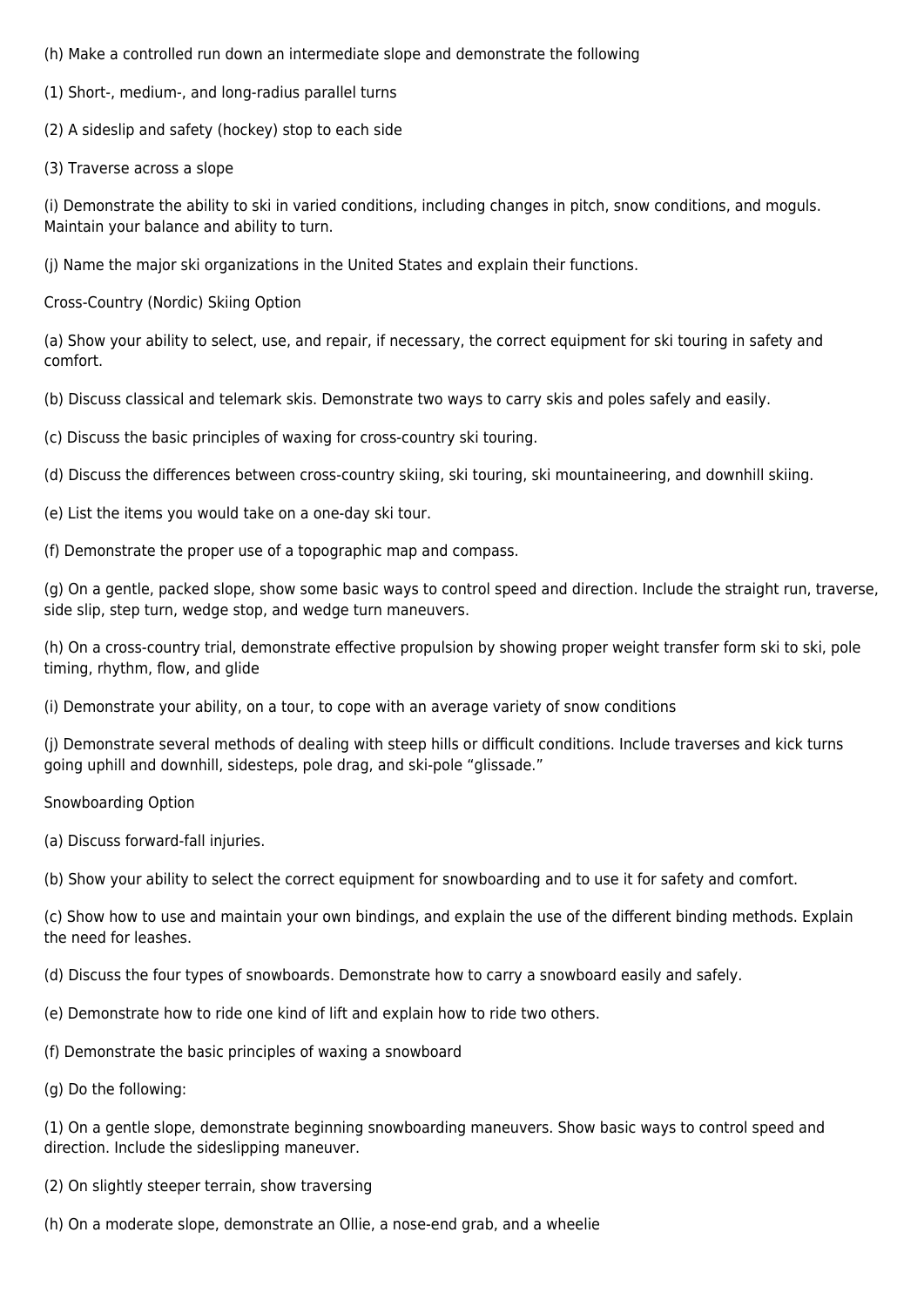(h) Make a controlled run down an intermediate slope and demonstrate the following

(1) Short-, medium-, and long-radius parallel turns

(2) A sideslip and safety (hockey) stop to each side

(3) Traverse across a slope

(i) Demonstrate the ability to ski in varied conditions, including changes in pitch, snow conditions, and moguls. Maintain your balance and ability to turn.

(j) Name the major ski organizations in the United States and explain their functions.

Cross-Country (Nordic) Skiing Option

(a) Show your ability to select, use, and repair, if necessary, the correct equipment for ski touring in safety and comfort.

(b) Discuss classical and telemark skis. Demonstrate two ways to carry skis and poles safely and easily.

(c) Discuss the basic principles of waxing for cross-country ski touring.

(d) Discuss the differences between cross-country skiing, ski touring, ski mountaineering, and downhill skiing.

(e) List the items you would take on a one-day ski tour.

(f) Demonstrate the proper use of a topographic map and compass.

(g) On a gentle, packed slope, show some basic ways to control speed and direction. Include the straight run, traverse, side slip, step turn, wedge stop, and wedge turn maneuvers.

(h) On a cross-country trial, demonstrate effective propulsion by showing proper weight transfer form ski to ski, pole timing, rhythm, flow, and glide

(i) Demonstrate your ability, on a tour, to cope with an average variety of snow conditions

(j) Demonstrate several methods of dealing with steep hills or difficult conditions. Include traverses and kick turns going uphill and downhill, sidesteps, pole drag, and ski-pole "glissade."

Snowboarding Option

(a) Discuss forward-fall injuries.

(b) Show your ability to select the correct equipment for snowboarding and to use it for safety and comfort.

(c) Show how to use and maintain your own bindings, and explain the use of the different binding methods. Explain the need for leashes.

(d) Discuss the four types of snowboards. Demonstrate how to carry a snowboard easily and safely.

(e) Demonstrate how to ride one kind of lift and explain how to ride two others.

(f) Demonstrate the basic principles of waxing a snowboard

(g) Do the following:

(1) On a gentle slope, demonstrate beginning snowboarding maneuvers. Show basic ways to control speed and direction. Include the sideslipping maneuver.

(2) On slightly steeper terrain, show traversing

(h) On a moderate slope, demonstrate an Ollie, a nose-end grab, and a wheelie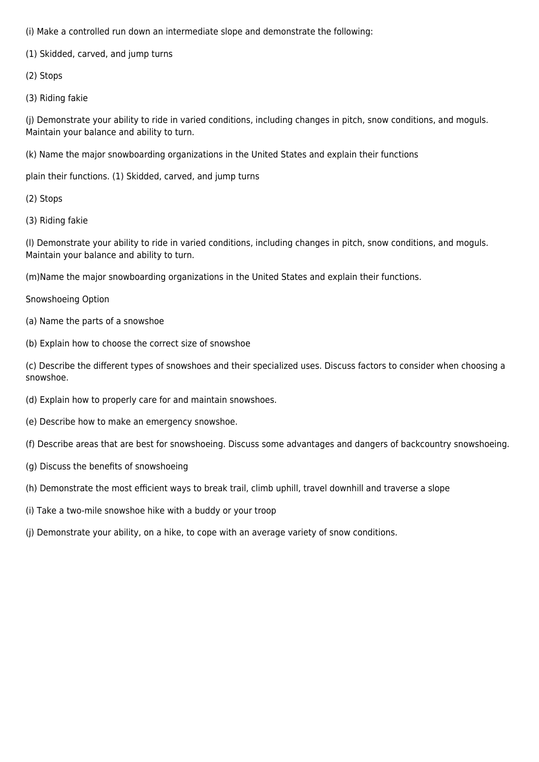(i) Make a controlled run down an intermediate slope and demonstrate the following:

(1) Skidded, carved, and jump turns

(2) Stops

(3) Riding fakie

(j) Demonstrate your ability to ride in varied conditions, including changes in pitch, snow conditions, and moguls. Maintain your balance and ability to turn.

(k) Name the major snowboarding organizations in the United States and explain their functions

plain their functions. (1) Skidded, carved, and jump turns

(2) Stops

(3) Riding fakie

(l) Demonstrate your ability to ride in varied conditions, including changes in pitch, snow conditions, and moguls. Maintain your balance and ability to turn.

(m)Name the major snowboarding organizations in the United States and explain their functions.

Snowshoeing Option

(a) Name the parts of a snowshoe

(b) Explain how to choose the correct size of snowshoe

(c) Describe the different types of snowshoes and their specialized uses. Discuss factors to consider when choosing a snowshoe.

(d) Explain how to properly care for and maintain snowshoes.

(e) Describe how to make an emergency snowshoe.

(f) Describe areas that are best for snowshoeing. Discuss some advantages and dangers of backcountry snowshoeing.

(g) Discuss the benefits of snowshoeing

(h) Demonstrate the most efficient ways to break trail, climb uphill, travel downhill and traverse a slope

(i) Take a two-mile snowshoe hike with a buddy or your troop

(j) Demonstrate your ability, on a hike, to cope with an average variety of snow conditions.